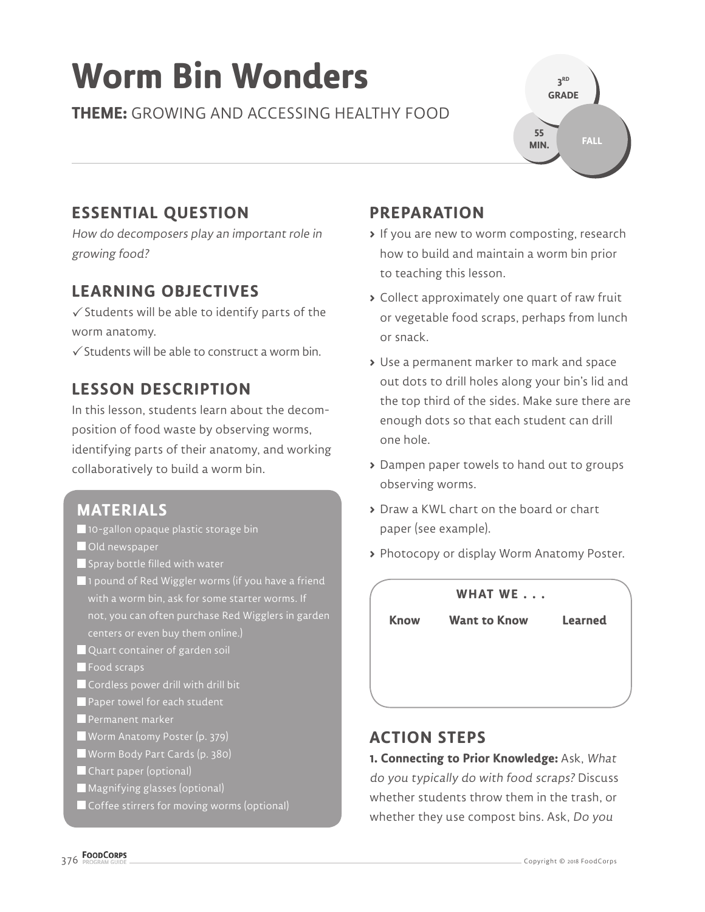# Worm Bin Wonders

**THEME:** GROWING AND ACCESSING HEALTHY FOOD

3RD GRADE | 55 MIN. | FALL

## ESSENTIAL QUESTION

*How do decomposers play an important role in growing food?*

## LEARNING OBJECTIVES

✓ Students will be able to identify parts of the worm anatomy.
✓ Students will be able to construct a worm bin.

## LESSON DESCRIPTION

In this lesson, students learn about the decomposition of food waste by observing worms, identifying parts of their anatomy, and working collaboratively to build a worm bin.

## MATERIALS

- 10-gallon opaque plastic storage bin
- Old newspaper
- Spray bottle filled with water
- 1 pound of Red Wiggler worms (if you have a friend with a worm bin, ask for some starter worms. If not, you can often purchase Red Wigglers in garden centers or even buy them online.)
- Quart container of garden soil
- Food scraps
- Cordless power drill with drill bit
- Paper towel for each student
- Permanent marker
- Worm Anatomy Poster (p. 379)
- Worm Body Part Cards (p. 380)
- Chart paper (optional)
- Magnifying glasses (optional)
- Coffee stirrers for moving worms (optional)

## PREPARATION

- If you are new to worm composting, research how to build and maintain a worm bin prior to teaching this lesson.
- Collect approximately one quart of raw fruit or vegetable food scraps, perhaps from lunch or snack.
- Use a permanent marker to mark and space out dots to drill holes along your bin's lid and the top third of the sides. Make sure there are enough dots so that each student can drill one hole.
- Dampen paper towels to hand out to groups observing worms.
- Draw a KWL chart on the board or chart paper (see example).
- Photocopy or display Worm Anatomy Poster.

**WHAT WE . . .**

| Know | Want to Know | Learned |
| --- | --- | --- |
| | | |

## ACTION STEPS

**1. Connecting to Prior Knowledge:** Ask, *What do you typically do with food scraps?* Discuss whether students throw them in the trash, or whether they use compost bins. Ask, *Do you*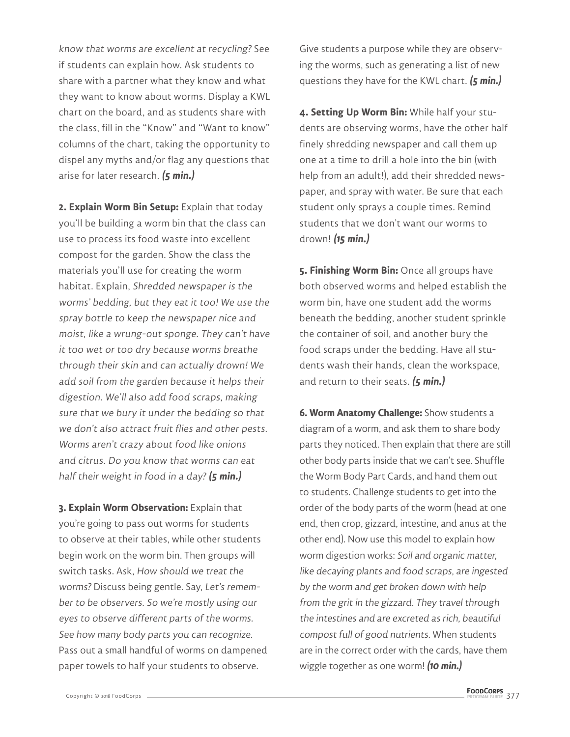*know that worms are excellent at recycling?* See if students can explain how. Ask students to share with a partner what they know and what they want to know about worms. Display a KWL chart on the board, and as students share with the class, fill in the "Know" and "Want to know" columns of the chart, taking the opportunity to dispel any myths and/or flag any questions that arise for later research. ***(5 min.)***

**2. Explain Worm Bin Setup:** Explain that today you'll be building a worm bin that the class can use to process its food waste into excellent compost for the garden. Show the class the materials you'll use for creating the worm habitat. Explain, *Shredded newspaper is the worms' bedding, but they eat it too! We use the spray bottle to keep the newspaper nice and moist, like a wrung-out sponge. They can't have it too wet or too dry because worms breathe through their skin and can actually drown! We add soil from the garden because it helps their digestion. We'll also add food scraps, making sure that we bury it under the bedding so that we don't also attract fruit flies and other pests. Worms aren't crazy about food like onions and citrus. Do you know that worms can eat half their weight in food in a day?* ***(5 min.)***

**3. Explain Worm Observation:** Explain that you're going to pass out worms for students to observe at their tables, while other students begin work on the worm bin. Then groups will switch tasks. Ask, *How should we treat the worms?* Discuss being gentle. Say, *Let's remember to be observers. So we're mostly using our eyes to observe different parts of the worms. See how many body parts you can recognize.* Pass out a small handful of worms on dampened paper towels to half your students to observe. Give students a purpose while they are observing the worms, such as generating a list of new questions they have for the KWL chart. ***(5 min.)***

**4. Setting Up Worm Bin:** While half your students are observing worms, have the other half finely shredding newspaper and call them up one at a time to drill a hole into the bin (with help from an adult!), add their shredded newspaper, and spray with water. Be sure that each student only sprays a couple times. Remind students that we don't want our worms to drown! ***(15 min.)***

**5. Finishing Worm Bin:** Once all groups have both observed worms and helped establish the worm bin, have one student add the worms beneath the bedding, another student sprinkle the container of soil, and another bury the food scraps under the bedding. Have all students wash their hands, clean the workspace, and return to their seats. ***(5 min.)***

**6. Worm Anatomy Challenge:** Show students a diagram of a worm, and ask them to share body parts they noticed. Then explain that there are still other body parts inside that we can't see. Shuffle the Worm Body Part Cards, and hand them out to students. Challenge students to get into the order of the body parts of the worm (head at one end, then crop, gizzard, intestine, and anus at the other end). Now use this model to explain how worm digestion works: *Soil and organic matter, like decaying plants and food scraps, are ingested by the worm and get broken down with help from the grit in the gizzard. They travel through the intestines and are excreted as rich, beautiful compost full of good nutrients.* When students are in the correct order with the cards, have them wiggle together as one worm! ***(10 min.)***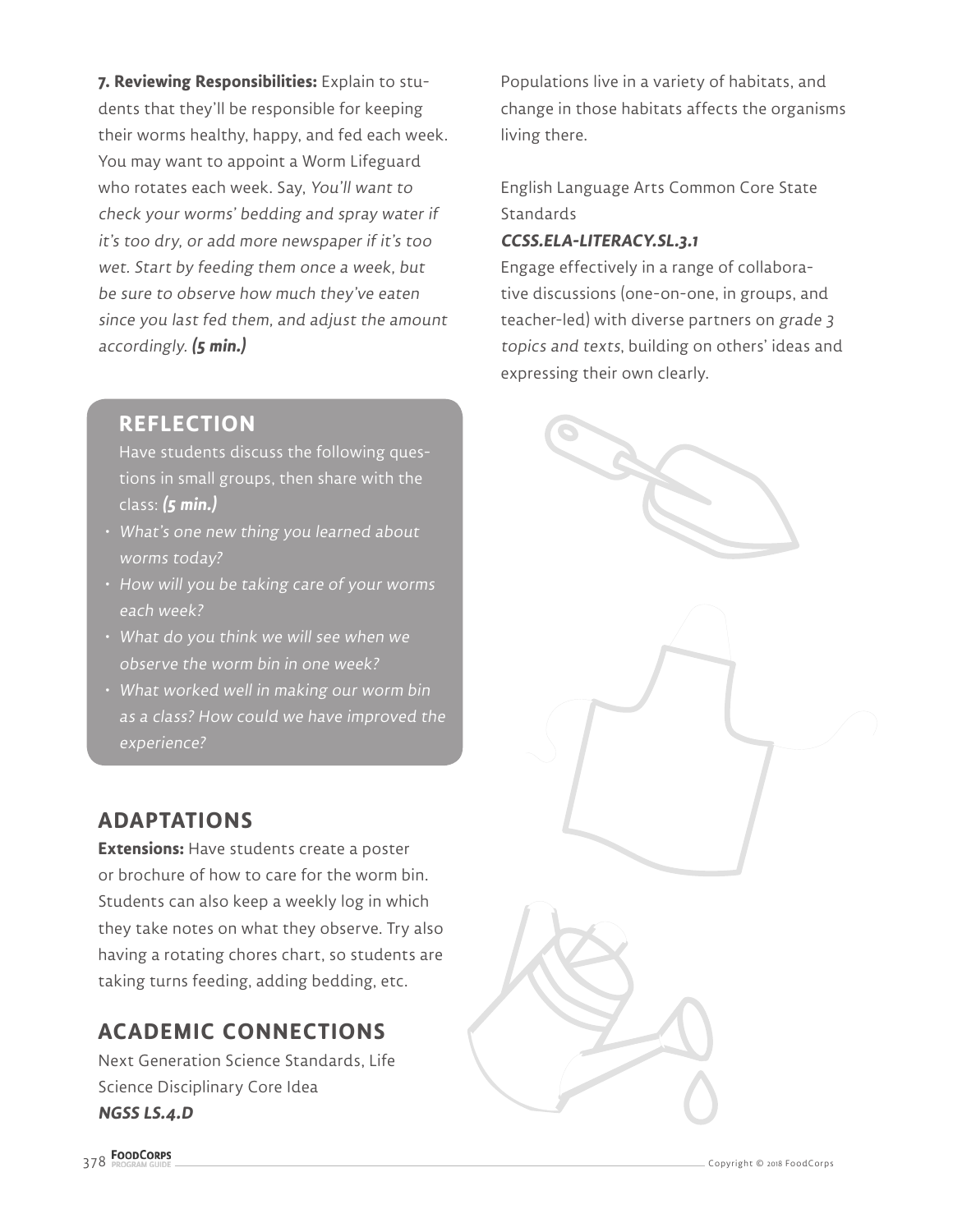**7. Reviewing Responsibilities:** Explain to students that they'll be responsible for keeping their worms healthy, happy, and fed each week. You may want to appoint a Worm Lifeguard who rotates each week. Say, *You'll want to check your worms' bedding and spray water if it's too dry, or add more newspaper if it's too wet. Start by feeding them once a week, but be sure to observe how much they've eaten since you last fed them, and adjust the amount accordingly.* ***(5 min.)***

## REFLECTION

Have students discuss the following questions in small groups, then share with the class: ***(5 min.)***

- *What's one new thing you learned about worms today?*
- *How will you be taking care of your worms each week?*
- *What do you think we will see when we observe the worm bin in one week?*
- *What worked well in making our worm bin as a class? How could we have improved the experience?*

## ADAPTATIONS

**Extensions:** Have students create a poster or brochure of how to care for the worm bin. Students can also keep a weekly log in which they take notes on what they observe. Try also having a rotating chores chart, so students are taking turns feeding, adding bedding, etc.

## ACADEMIC CONNECTIONS

Next Generation Science Standards, Life Science Disciplinary Core Idea
***NGSS LS.4.D***
Populations live in a variety of habitats, and change in those habitats affects the organisms living there.

English Language Arts Common Core State Standards
***CCSS.ELA-LITERACY.SL.3.1***
Engage effectively in a range of collaborative discussions (one-on-one, in groups, and teacher-led) with diverse partners on *grade 3 topics and texts*, building on others' ideas and expressing their own clearly.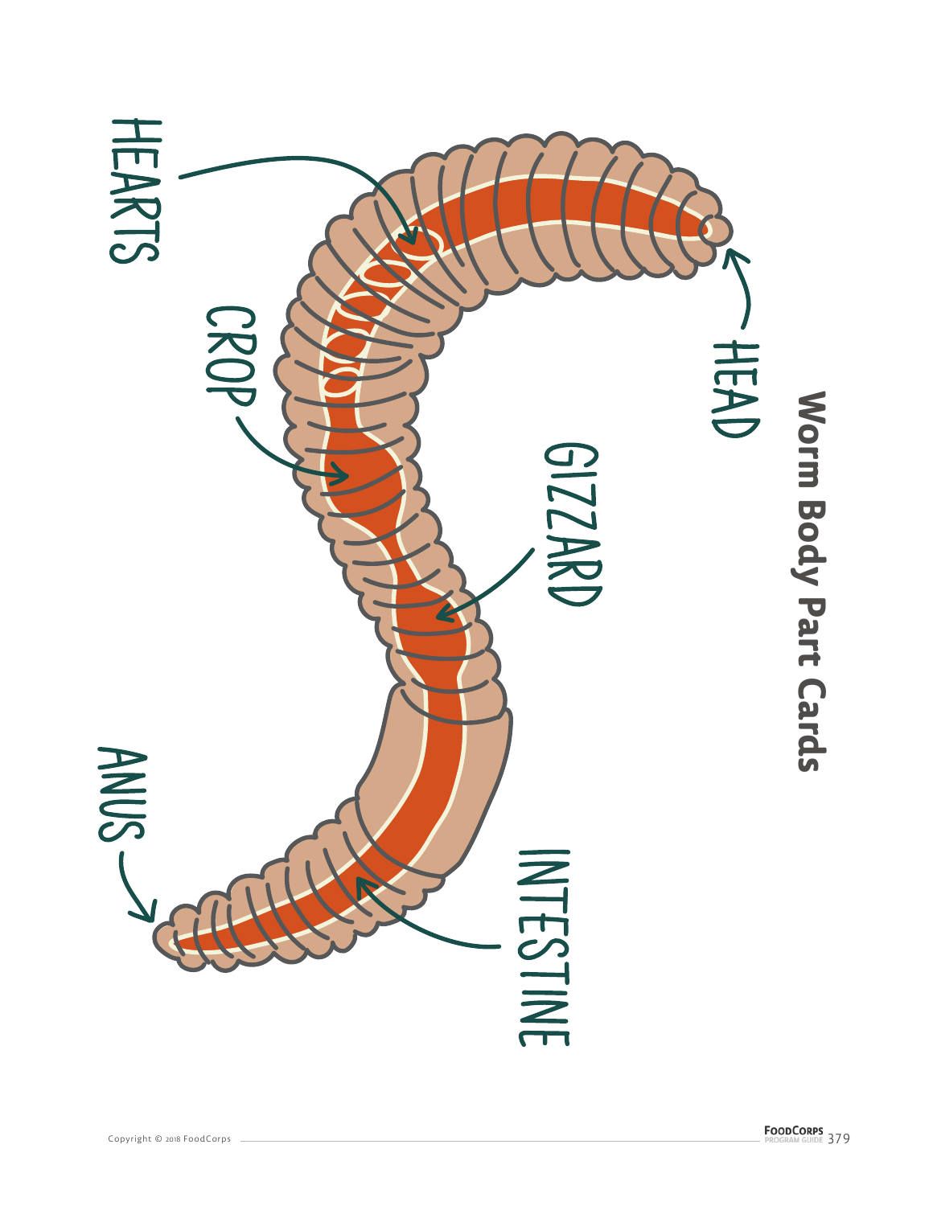# Worm Body Part Cards

HEAD

HEARTS

CROP

GIZZARD

INTESTINE

ANUS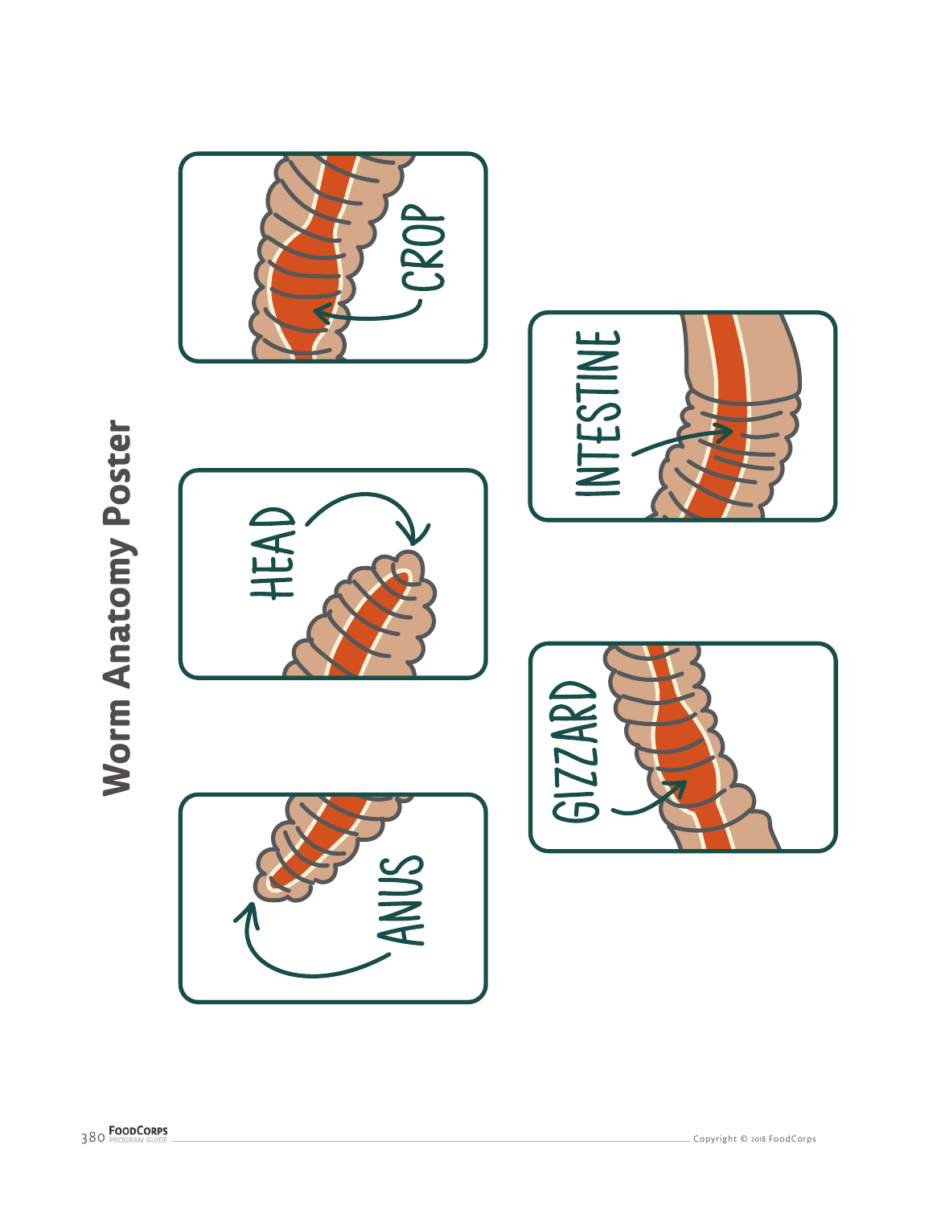# Worm Anatomy Poster

CROP

HEAD

ANUS

INTESTINE

GIZZARD